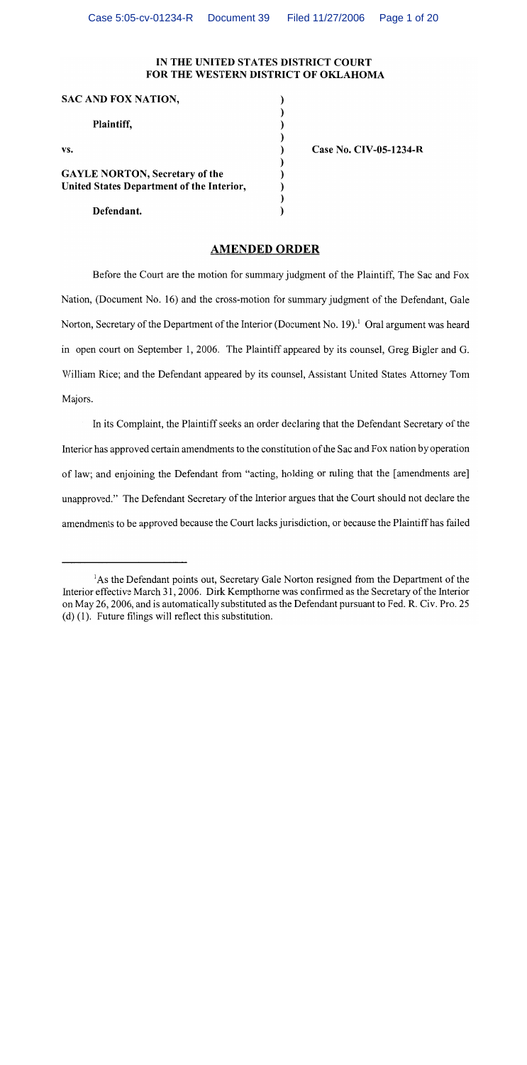# IN THE UNITED STATES DISTRICT COURT FOR THE WESTERN DISTRICT OF OKLAHOMA

| | | |
|---|---|---|
| **SAC AND FOX NATION,** | ) | |
| | ) | |
| **Plaintiff,** | ) | |
| | ) | |
| **vs.** | ) | **Case No. CIV-05-1234-R** |
| | ) | |
| **GAYLE NORTON, Secretary of the United States Department of the Interior,** | ) | |
| | ) | |
| **Defendant.** | ) | |

## AMENDED ORDER

Before the Court are the motion for summary judgment of the Plaintiff, The Sac and Fox Nation, (Document No. 16) and the cross-motion for summary judgment of the Defendant, Gale Norton, Secretary of the Department of the Interior (Document No. 19).[1] Oral argument was heard in open court on September 1, 2006. The Plaintiff appeared by its counsel, Greg Bigler and G. William Rice; and the Defendant appeared by its counsel, Assistant United States Attorney Tom Majors.

In its Complaint, the Plaintiff seeks an order declaring that the Defendant Secretary of the Interior has approved certain amendments to the constitution of the Sac and Fox nation by operation of law; and enjoining the Defendant from "acting, holding or ruling that the [amendments are] unapproved." The Defendant Secretary of the Interior argues that the Court should not declare the amendments to be approved because the Court lacks jurisdiction, or because the Plaintiff has failed

---

[1] As the Defendant points out, Secretary Gale Norton resigned from the Department of the Interior effective March 31, 2006. Dirk Kempthorne was confirmed as the Secretary of the Interior on May 26, 2006, and is automatically substituted as the Defendant pursuant to Fed. R. Civ. Pro. 25 (d) (1). Future filings will reflect this substitution.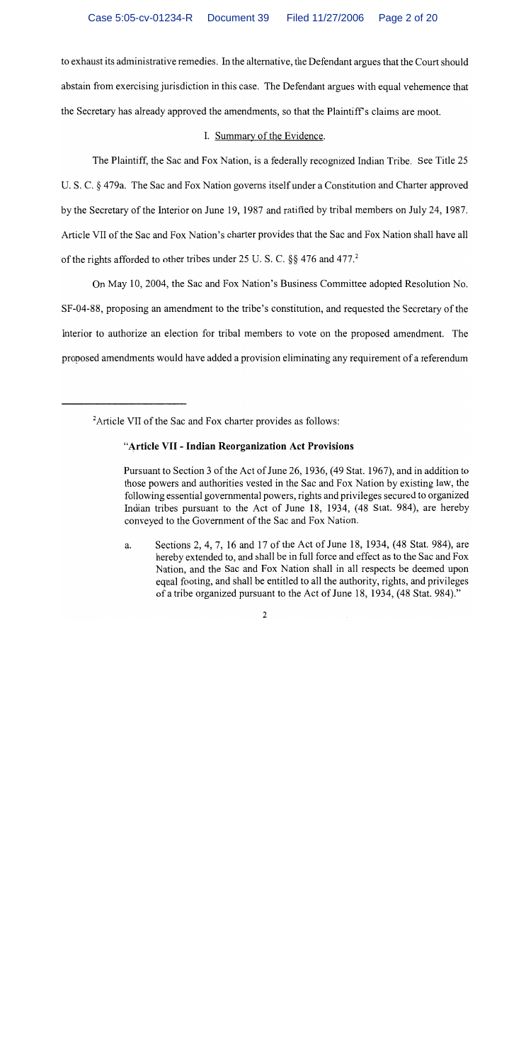to exhaust its administrative remedies. In the alternative, the Defendant argues that the Court should abstain from exercising jurisdiction in this case. The Defendant argues with equal vehemence that the Secretary has already approved the amendments, so that the Plaintiff's claims are moot.

## I. Summary of the Evidence.

The Plaintiff, the Sac and Fox Nation, is a federally recognized Indian Tribe. See Title 25 U. S. C. § 479a. The Sac and Fox Nation governs itself under a Constitution and Charter approved by the Secretary of the Interior on June 19, 1987 and ratified by tribal members on July 24, 1987. Article VII of the Sac and Fox Nation's charter provides that the Sac and Fox Nation shall have all of the rights afforded to other tribes under 25 U. S. C. §§ 476 and 477.[2]

On May 10, 2004, the Sac and Fox Nation's Business Committee adopted Resolution No. SF-04-88, proposing an amendment to the tribe's constitution, and requested the Secretary of the Interior to authorize an election for tribal members to vote on the proposed amendment. The proposed amendments would have added a provision eliminating any requirement of a referendum

---

[2]Article VII of the Sac and Fox charter provides as follows:

> "**Article VII - Indian Reorganization Act Provisions**
>
> Pursuant to Section 3 of the Act of June 26, 1936, (49 Stat. 1967), and in addition to those powers and authorities vested in the Sac and Fox Nation by existing law, the following essential governmental powers, rights and privileges secured to organized Indian tribes pursuant to the Act of June 18, 1934, (48 Stat. 984), are hereby conveyed to the Government of the Sac and Fox Nation.
>
> a. Sections 2, 4, 7, 16 and 17 of the Act of June 18, 1934, (48 Stat. 984), are hereby extended to, and shall be in full force and effect as to the Sac and Fox Nation, and the Sac and Fox Nation shall in all respects be deemed upon equal footing, and shall be entitled to all the authority, rights, and privileges of a tribe organized pursuant to the Act of June 18, 1934, (48 Stat. 984)."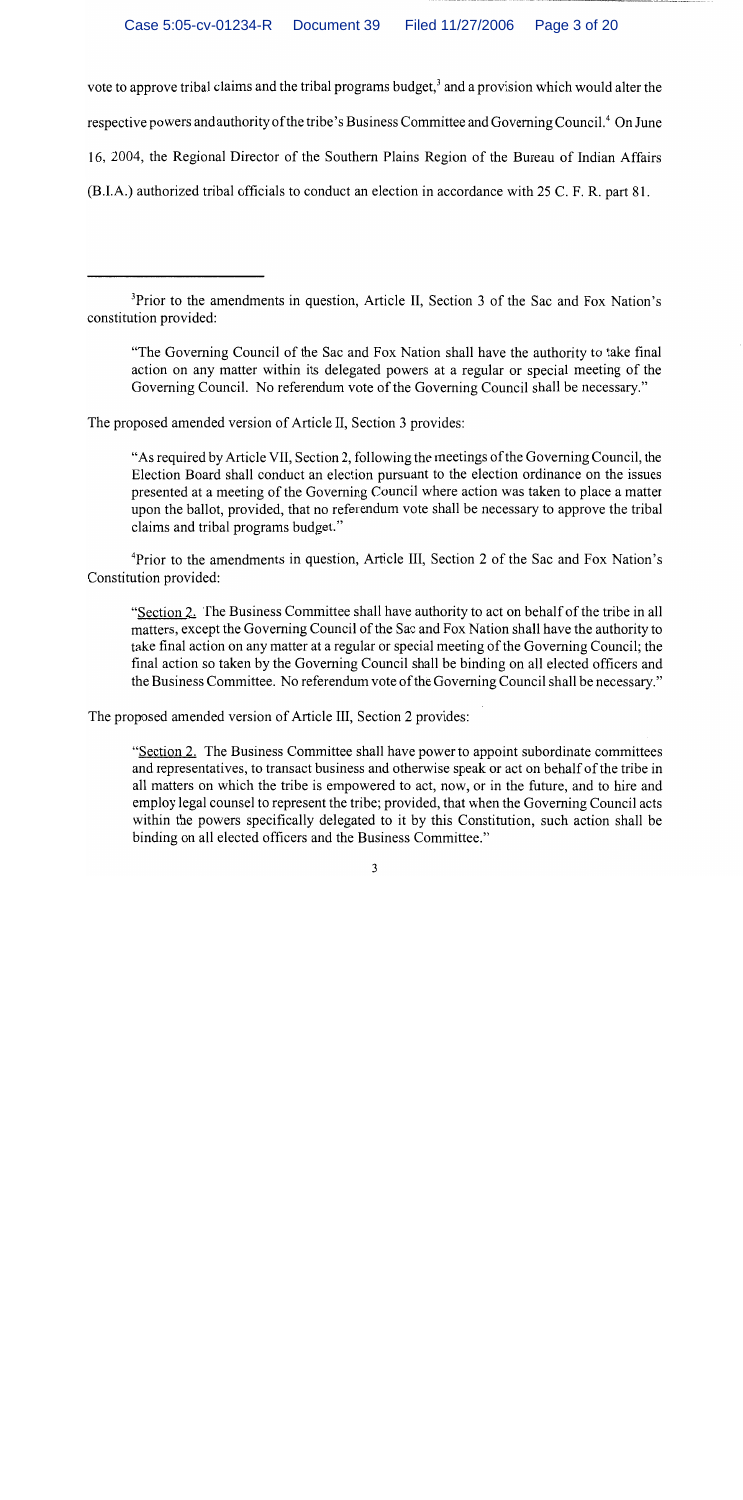vote to approve tribal claims and the tribal programs budget,[3] and a provision which would alter the respective powers and authority of the tribe's Business Committee and Governing Council.[4] On June 16, 2004, the Regional Director of the Southern Plains Region of the Bureau of Indian Affairs (B.I.A.) authorized tribal officials to conduct an election in accordance with 25 C. F. R. part 81.

---

[3]Prior to the amendments in question, Article II, Section 3 of the Sac and Fox Nation's constitution provided:

> "The Governing Council of the Sac and Fox Nation shall have the authority to take final action on any matter within its delegated powers at a regular or special meeting of the Governing Council. No referendum vote of the Governing Council shall be necessary."

The proposed amended version of Article II, Section 3 provides:

> "As required by Article VII, Section 2, following the meetings of the Governing Council, the Election Board shall conduct an election pursuant to the election ordinance on the issues presented at a meeting of the Governing Council where action was taken to place a matter upon the ballot, provided, that no referendum vote shall be necessary to approve the tribal claims and tribal programs budget."

[4]Prior to the amendments in question, Article III, Section 2 of the Sac and Fox Nation's Constitution provided:

> "Section 2. The Business Committee shall have authority to act on behalf of the tribe in all matters, except the Governing Council of the Sac and Fox Nation shall have the authority to take final action on any matter at a regular or special meeting of the Governing Council; the final action so taken by the Governing Council shall be binding on all elected officers and the Business Committee. No referendum vote of the Governing Council shall be necessary."

The proposed amended version of Article III, Section 2 provides:

> "Section 2. The Business Committee shall have power to appoint subordinate committees and representatives, to transact business and otherwise speak or act on behalf of the tribe in all matters on which the tribe is empowered to act, now, or in the future, and to hire and employ legal counsel to represent the tribe; provided, that when the Governing Council acts within the powers specifically delegated to it by this Constitution, such action shall be binding on all elected officers and the Business Committee."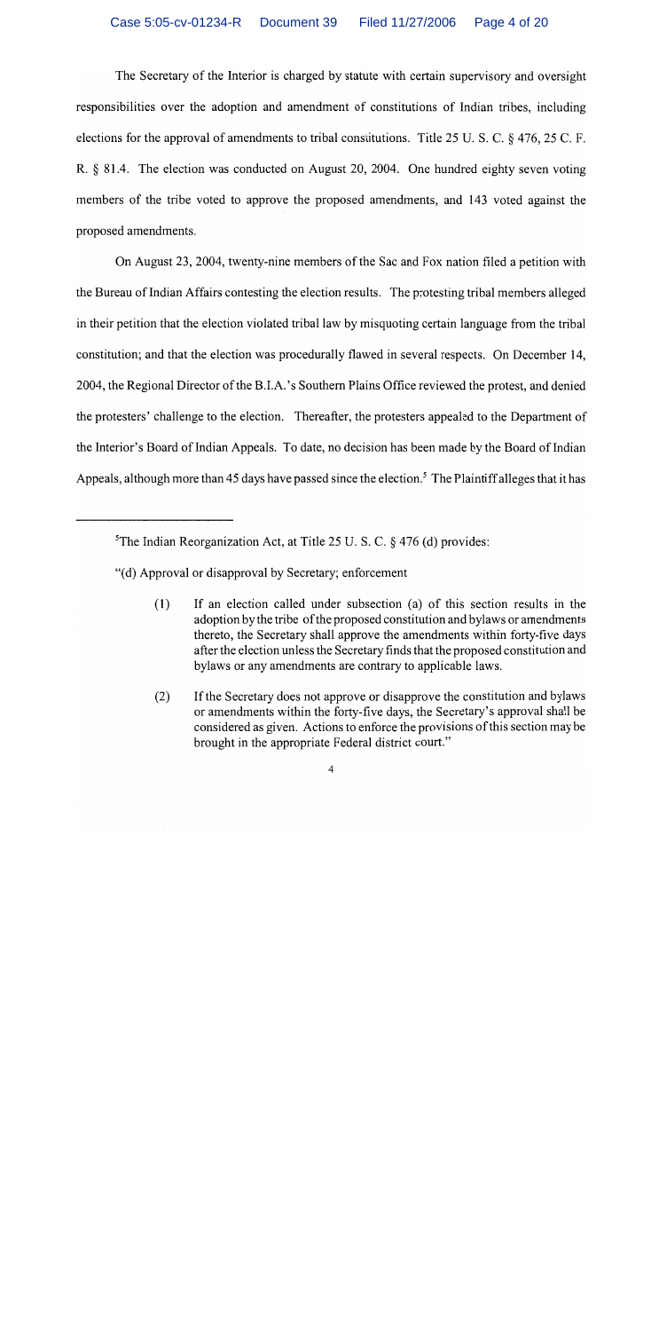The Secretary of the Interior is charged by statute with certain supervisory and oversight responsibilities over the adoption and amendment of constitutions of Indian tribes, including elections for the approval of amendments to tribal consitutions. Title 25 U. S. C. § 476, 25 C. F. R. § 81.4. The election was conducted on August 20, 2004. One hundred eighty seven voting members of the tribe voted to approve the proposed amendments, and 143 voted against the proposed amendments.

On August 23, 2004, twenty-nine members of the Sac and Fox nation filed a petition with the Bureau of Indian Affairs contesting the election results. The protesting tribal members alleged in their petition that the election violated tribal law by misquoting certain language from the tribal constitution; and that the election was procedurally flawed in several respects. On December 14, 2004, the Regional Director of the B.I.A.'s Southern Plains Office reviewed the protest, and denied the protesters' challenge to the election. Thereafter, the protesters appealed to the Department of the Interior's Board of Indian Appeals. To date, no decision has been made by the Board of Indian Appeals, although more than 45 days have passed since the election.[5] The Plaintiff alleges that it has

---

[5]The Indian Reorganization Act, at Title 25 U. S. C. § 476 (d) provides:

"(d) Approval or disapproval by Secretary; enforcement

(1) If an election called under subsection (a) of this section results in the adoption by the tribe of the proposed constitution and bylaws or amendments thereto, the Secretary shall approve the amendments within forty-five days after the election unless the Secretary finds that the proposed constitution and bylaws or any amendments are contrary to applicable laws.

(2) If the Secretary does not approve or disapprove the constitution and bylaws or amendments within the forty-five days, the Secretary's approval shall be considered as given. Actions to enforce the provisions of this section may be brought in the appropriate Federal district court."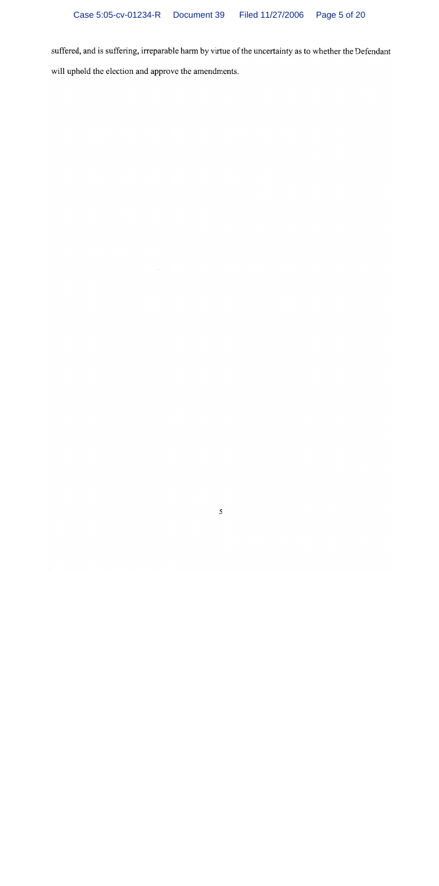suffered, and is suffering, irreparable harm by virtue of the uncertainty as to whether the Defendant will uphold the election and approve the amendments.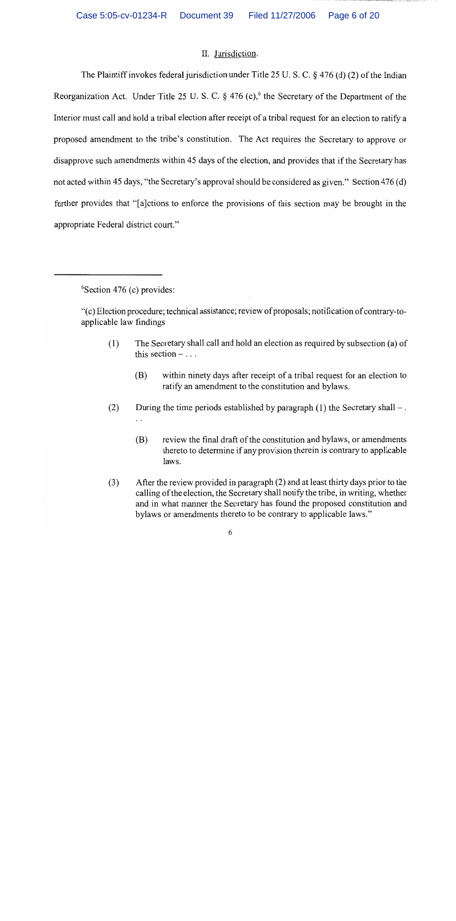## II. Jurisdiction.

The Plaintiff invokes federal jurisdiction under Title 25 U. S. C. § 476 (d) (2) of the Indian Reorganization Act. Under Title 25 U. S. C. § 476 (c),[6] the Secretary of the Department of the Interior must call and hold a tribal election after receipt of a tribal request for an election to ratify a proposed amendment to the tribe's constitution. The Act requires the Secretary to approve or disapprove such amendments within 45 days of the election, and provides that if the Secretary has not acted within 45 days, "the Secretary's approval should be considered as given." Section 476 (d) further provides that "[a]ctions to enforce the provisions of this section may be brought in the appropriate Federal district court."

---

[6]Section 476 (c) provides:

"(c) Election procedure; technical assistance; review of proposals; notification of contrary-to-applicable law findings

> (1) The Secretary shall call and hold an election as required by subsection (a) of this section – . . .
>
> > (B) within ninety days after receipt of a tribal request for an election to ratify an amendment to the constitution and bylaws.
>
> (2) During the time periods established by paragraph (1) the Secretary shall – . . .
>
> > (B) review the final draft of the constitution and bylaws, or amendments thereto to determine if any provision therein is contrary to applicable laws.
>
> (3) After the review provided in paragraph (2) and at least thirty days prior to the calling of the election, the Secretary shall notify the tribe, in writing, whether and in what manner the Secretary has found the proposed constitution and bylaws or amendments thereto to be contrary to applicable laws."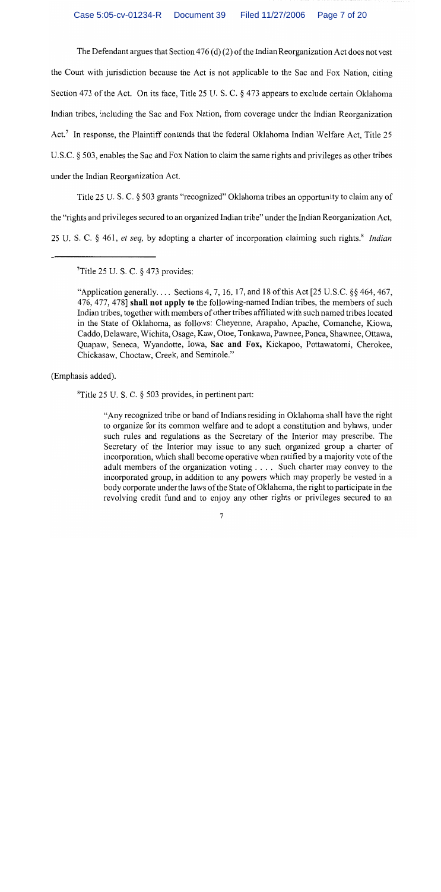The Defendant argues that Section 476 (d) (2) of the Indian Reorganization Act does not vest the Court with jurisdiction because the Act is not applicable to the Sac and Fox Nation, citing Section 473 of the Act. On its face, Title 25 U. S. C. § 473 appears to exclude certain Oklahoma Indian tribes, including the Sac and Fox Nation, from coverage under the Indian Reorganization Act.[7] In response, the Plaintiff contends that the federal Oklahoma Indian Welfare Act, Title 25 U.S.C. § 503, enables the Sac and Fox Nation to claim the same rights and privileges as other tribes under the Indian Reorganization Act.

Title 25 U. S. C. § 503 grants "recognized" Oklahoma tribes an opportunity to claim any of the "rights and privileges secured to an organized Indian tribe" under the Indian Reorganization Act, 25 U. S. C. § 461, *et seq,* by adopting a charter of incorporation claiming such rights.[8] *Indian*

---

[7]Title 25 U. S. C. § 473 provides:

"Application generally.... Sections 4, 7, 16, 17, and 18 of this Act [25 U.S.C. §§ 464, 467, 476, 477, 478] **shall not apply to** the following-named Indian tribes, the members of such Indian tribes, together with members of other tribes affiliated with such named tribes located in the State of Oklahoma, as follows: Cheyenne, Arapaho, Apache, Comanche, Kiowa, Caddo, Delaware, Wichita, Osage, Kaw, Otoe, Tonkawa, Pawnee, Ponca, Shawnee, Ottawa, Quapaw, Seneca, Wyandotte, Iowa, **Sac and Fox,** Kickapoo, Pottawatomi, Cherokee, Chickasaw, Choctaw, Creek, and Seminole."

(Emphasis added).

[8]Title 25 U. S. C. § 503 provides, in pertinent part:

> "Any recognized tribe or band of Indians residing in Oklahoma shall have the right to organize for its common welfare and to adopt a constitution and bylaws, under such rules and regulations as the Secretary of the Interior may prescribe. The Secretary of the Interior may issue to any such organized group a charter of incorporation, which shall become operative when ratified by a majority vote of the adult members of the organization voting . . . . Such charter may convey to the incorporated group, in addition to any powers which may properly be vested in a body corporate under the laws of the State of Oklahoma, the right to participate in the revolving credit fund and to enjoy any other rights or privileges secured to an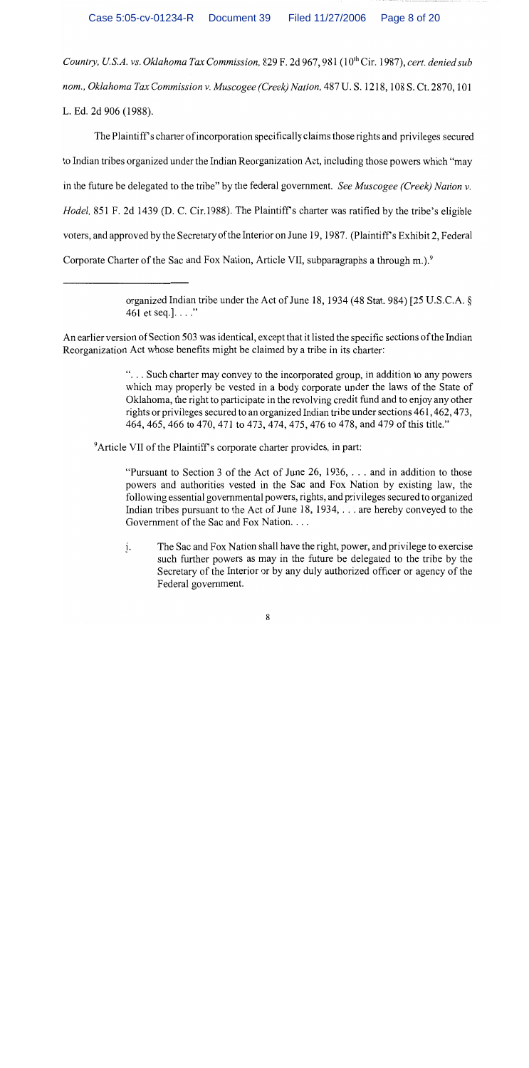*Country, U.S.A. vs. Oklahoma Tax Commission*, 829 F. 2d 967, 981 (10th Cir. 1987), *cert. denied sub nom., Oklahoma Tax Commission v. Muscogee (Creek) Nation*, 487 U. S. 1218, 108 S. Ct. 2870, 101 L. Ed. 2d 906 (1988).

The Plaintiff's charter of incorporation specifically claims those rights and privileges secured to Indian tribes organized under the Indian Reorganization Act, including those powers which "may in the future be delegated to the tribe" by the federal government. *See Muscogee (Creek) Nation v. Hodel*, 851 F. 2d 1439 (D. C. Cir.1988). The Plaintiff's charter was ratified by the tribe's eligible voters, and approved by the Secretary of the Interior on June 19, 1987. (Plaintiff's Exhibit 2, Federal Corporate Charter of the Sac and Fox Nation, Article VII, subparagraphs a through m.).[9]

---

> organized Indian tribe under the Act of June 18, 1934 (48 Stat. 984) [25 U.S.C.A. § 461 et seq.]. . . ."

An earlier version of Section 503 was identical, except that it listed the specific sections of the Indian Reorganization Act whose benefits might be claimed by a tribe in its charter:

> ". . . Such charter may convey to the incorporated group, in addition to any powers which may properly be vested in a body corporate under the laws of the State of Oklahoma, the right to participate in the revolving credit fund and to enjoy any other rights or privileges secured to an organized Indian tribe under sections 461, 462, 473, 464, 465, 466 to 470, 471 to 473, 474, 475, 476 to 478, and 479 of this title."

[9] Article VII of the Plaintiff's corporate charter provides, in part:

> "Pursuant to Section 3 of the Act of June 26, 1936, . . . and in addition to those powers and authorities vested in the Sac and Fox Nation by existing law, the following essential governmental powers, rights, and privileges secured to organized Indian tribes pursuant to the Act of June 18, 1934, . . . are hereby conveyed to the Government of the Sac and Fox Nation. . . .
>
> j. The Sac and Fox Nation shall have the right, power, and privilege to exercise such further powers as may in the future be delegated to the tribe by the Secretary of the Interior or by any duly authorized officer or agency of the Federal government.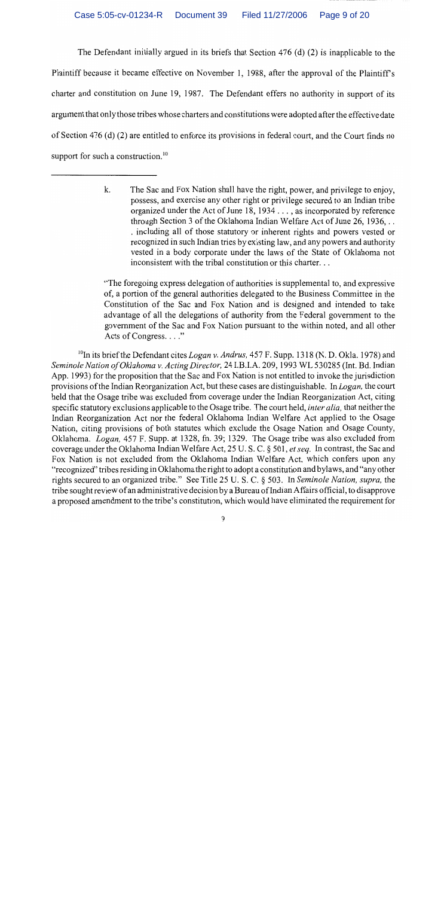The Defendant initially argued in its briefs that Section 476 (d) (2) is inapplicable to the Plaintiff because it became effective on November 1, 1988, after the approval of the Plaintiff's charter and constitution on June 19, 1987. The Defendant offers no authority in support of its argument that only those tribes whose charters and constitutions were adopted after the effective date of Section 476 (d) (2) are entitled to enforce its provisions in federal court, and the Court finds no support for such a construction.[10]

---

> k. The Sac and Fox Nation shall have the right, power, and privilege to enjoy, possess, and exercise any other right or privilege secured to an Indian tribe organized under the Act of June 18, 1934 . . . , as incorporated by reference through Section 3 of the Oklahoma Indian Welfare Act of June 26, 1936, . . . including all of those statutory or inherent rights and powers vested or recognized in such Indian tries by existing law, and any powers and authority vested in a body corporate under the laws of the State of Oklahoma not inconsistent with the tribal constitution or this charter. . .

"The foregoing express delegation of authorities is supplemental to, and expressive of, a portion of the general authorities delegated to the Business Committee in the Constitution of the Sac and Fox Nation and is designed and intended to take advantage of all the delegations of authority from the Federal government to the government of the Sac and Fox Nation pursuant to the within noted, and all other Acts of Congress. . . ."

[10] In its brief the Defendant cites *Logan v. Andrus,* 457 F. Supp. 1318 (N. D. Okla. 1978) and *Seminole Nation of Oklahoma v. Acting Director,* 24 I.B.I.A. 209, 1993 WL 530285 (Int. Bd. Indian App. 1993) for the proposition that the Sac and Fox Nation is not entitled to invoke the jurisdiction provisions of the Indian Reorganization Act, but these cases are distinguishable. In *Logan,* the court held that the Osage tribe was excluded from coverage under the Indian Reorganization Act, citing specific statutory exclusions applicable to the Osage tribe. The court held, *inter alia,* that neither the Indian Reorganization Act nor the federal Oklahoma Indian Welfare Act applied to the Osage Nation, citing provisions of both statutes which exclude the Osage Nation and Osage County, Oklahoma. *Logan,* 457 F. Supp. at 1328, fn. 39; 1329. The Osage tribe was also excluded from coverage under the Oklahoma Indian Welfare Act, 25 U. S. C. § 501, *et seq.* In contrast, the Sac and Fox Nation is not excluded from the Oklahoma Indian Welfare Act, which confers upon any "recognized" tribes residing in Oklahoma the right to adopt a constitution and bylaws, and "any other rights secured to an organized tribe." See Title 25 U. S. C. § 503. In *Seminole Nation, supra,* the tribe sought review of an administrative decision by a Bureau of Indian Affairs official, to disapprove a proposed amendment to the tribe's constitution, which would have eliminated the requirement for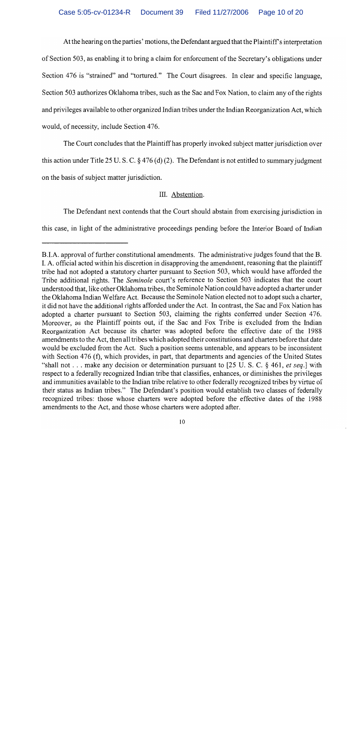At the hearing on the parties' motions, the Defendant argued that the Plaintiff's interpretation of Section 503, as enabling it to bring a claim for enforcement of the Secretary's obligations under Section 476 is "strained" and "tortured." The Court disagrees. In clear and specific language, Section 503 authorizes Oklahoma tribes, such as the Sac and Fox Nation, to claim any of the rights and privileges available to other organized Indian tribes under the Indian Reorganization Act, which would, of necessity, include Section 476.

The Court concludes that the Plaintiff has properly invoked subject matter jurisdiction over this action under Title 25 U. S. C. § 476 (d) (2). The Defendant is not entitled to summary judgment on the basis of subject matter jurisdiction.

### III. Abstention.

The Defendant next contends that the Court should abstain from exercising jurisdiction in this case, in light of the administrative proceedings pending before the Interior Board of Indian

---

B.I.A. approval of further constitutional amendments. The administrative judges found that the B. I. A. official acted within his discretion in disapproving the amendment, reasoning that the plaintiff tribe had not adopted a statutory charter pursuant to Section 503, which would have afforded the Tribe additional rights. The *Seminole* court's reference to Section 503 indicates that the court understood that, like other Oklahoma tribes, the Seminole Nation could have adopted a charter under the Oklahoma Indian Welfare Act. Because the Seminole Nation elected not to adopt such a charter, it did not have the additional rights afforded under the Act. In contrast, the Sac and Fox Nation has adopted a charter pursuant to Section 503, claiming the rights conferred under Section 476. Moreover, as the Plaintiff points out, if the Sac and Fox Tribe is excluded from the Indian Reorganization Act because its charter was adopted before the effective date of the 1988 amendments to the Act, then all tribes which adopted their constitutions and charters before that date would be excluded from the Act. Such a position seems untenable, and appears to be inconsistent with Section 476 (f), which provides, in part, that departments and agencies of the United States "shall not . . . make any decision or determination pursuant to [25 U. S. C. § 461, *et seq*.] with respect to a federally recognized Indian tribe that classifies, enhances, or diminishes the privileges and immunities available to the Indian tribe relative to other federally recognized tribes by virtue of their status as Indian tribes." The Defendant's position would establish two classes of federally recognized tribes: those whose charters were adopted before the effective dates of the 1988 amendments to the Act, and those whose charters were adopted after.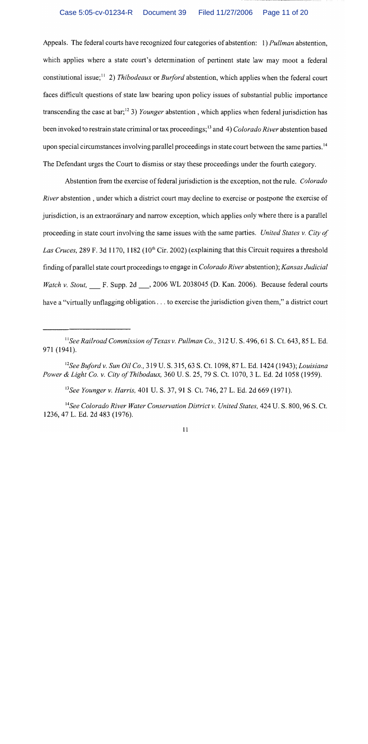Appeals. The federal courts have recognized four categories of abstention: 1) *Pullman* abstention, which applies where a state court's determination of pertinent state law may moot a federal constitutional issue;[11] 2) *Thibodeaux* or *Burford* abstention, which applies when the federal court faces difficult questions of state law bearing upon policy issues of substantial public importance transcending the case at bar;[12] 3) *Younger* abstention , which applies when federal jurisdiction has been invoked to restrain state criminal or tax proceedings;[13] and 4) *Colorado River* abstention based upon special circumstances involving parallel proceedings in state court between the same parties.[14] The Defendant urges the Court to dismiss or stay these proceedings under the fourth category.

Abstention from the exercise of federal jurisdiction is the exception, not the rule. *Colorado River* abstention , under which a district court may decline to exercise or postpone the exercise of jurisdiction, is an extraordinary and narrow exception, which applies only where there is a parallel proceeding in state court involving the same issues with the same parties. *United States v. City of Las Cruces,* 289 F. 3d 1170, 1182 (10th Cir. 2002) (explaining that this Circuit requires a threshold finding of parallel state court proceedings to engage in *Colorado River* abstention); *Kansas Judicial Watch v. Stout,* ___ F. Supp. 2d ___, 2006 WL 2038045 (D. Kan. 2006). Because federal courts have a "virtually unflagging obligation . . . to exercise the jurisdiction given them," a district court

---

[11] *See Railroad Commission of Texas v. Pullman Co.,* 312 U. S. 496, 61 S. Ct. 643, 85 L. Ed. 971 (1941).

[12] *See Buford v. Sun Oil Co.,* 319 U. S. 315, 63 S. Ct. 1098, 87 L. Ed. 1424 (1943); *Louisiana Power & Light Co. v. City of Thibodaux,* 360 U. S. 25, 79 S. Ct. 1070, 3 L. Ed. 2d 1058 (1959).

[13] *See Younger v. Harris,* 401 U. S. 37, 91 S. Ct. 746, 27 L. Ed. 2d 669 (1971).

[14] *See Colorado River Water Conservation District v. United States,* 424 U. S. 800, 96 S. Ct. 1236, 47 L. Ed. 2d 483 (1976).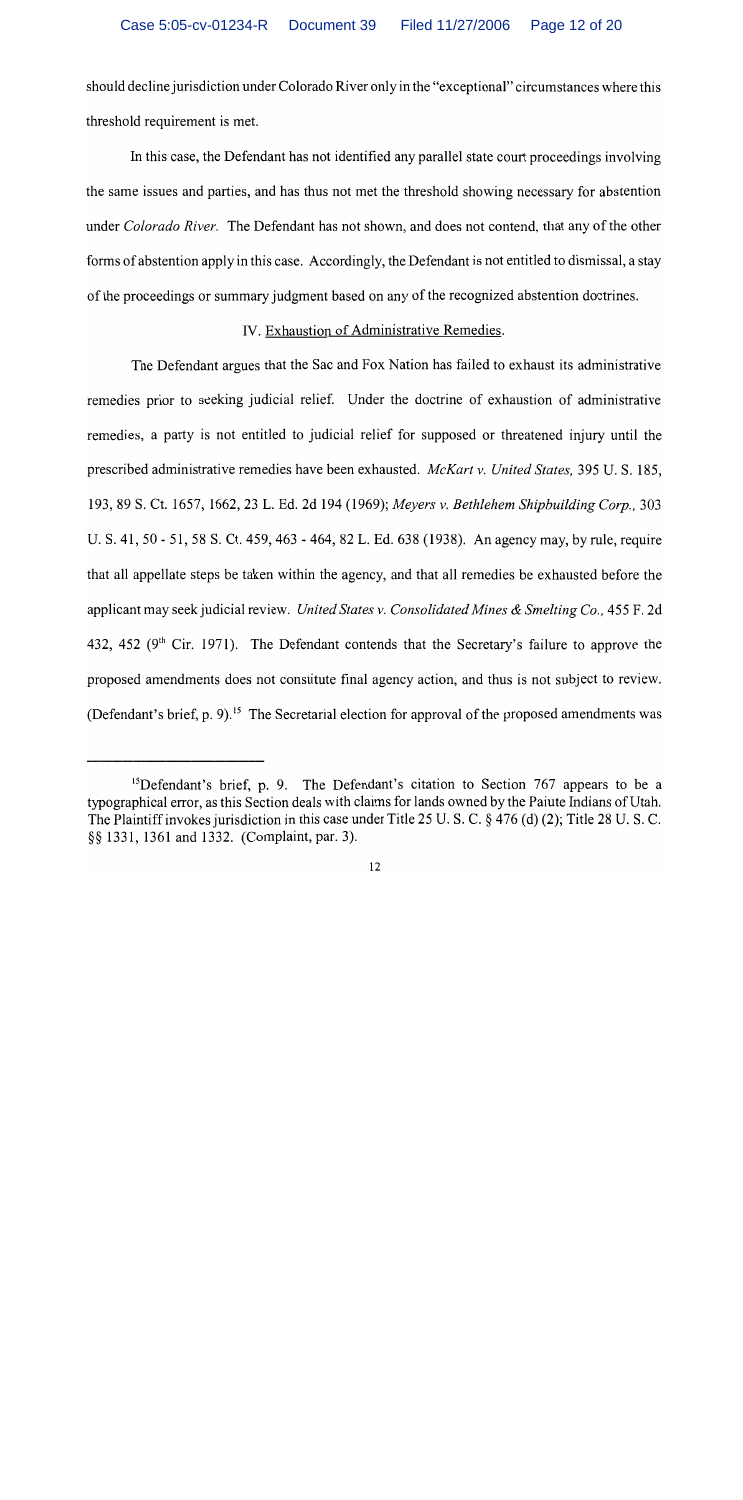should decline jurisdiction under Colorado River only in the "exceptional" circumstances where this threshold requirement is met.

In this case, the Defendant has not identified any parallel state court proceedings involving the same issues and parties, and has thus not met the threshold showing necessary for abstention under *Colorado River.* The Defendant has not shown, and does not contend, that any of the other forms of abstention apply in this case. Accordingly, the Defendant is not entitled to dismissal, a stay of the proceedings or summary judgment based on any of the recognized abstention doctrines.

## IV. Exhaustion of Administrative Remedies.

The Defendant argues that the Sac and Fox Nation has failed to exhaust its administrative remedies prior to seeking judicial relief. Under the doctrine of exhaustion of administrative remedies, a party is not entitled to judicial relief for supposed or threatened injury until the prescribed administrative remedies have been exhausted. *McKart v. United States,* 395 U. S. 185, 193, 89 S. Ct. 1657, 1662, 23 L. Ed. 2d 194 (1969); *Meyers v. Bethlehem Shipbuilding Corp.,* 303 U. S. 41, 50 - 51, 58 S. Ct. 459, 463 - 464, 82 L. Ed. 638 (1938). An agency may, by rule, require that all appellate steps be taken within the agency, and that all remedies be exhausted before the applicant may seek judicial review. *United States v. Consolidated Mines & Smelting Co.,* 455 F. 2d 432, 452 (9th Cir. 1971). The Defendant contends that the Secretary's failure to approve the proposed amendments does not consitute final agency action, and thus is not subject to review. (Defendant's brief, p. 9).[15] The Secretarial election for approval of the proposed amendments was

---

[15] Defendant's brief, p. 9. The Defendant's citation to Section 767 appears to be a typographical error, as this Section deals with claims for lands owned by the Paiute Indians of Utah. The Plaintiff invokes jurisdiction in this case under Title 25 U. S. C. § 476 (d) (2); Title 28 U. S. C. §§ 1331, 1361 and 1332. (Complaint, par. 3).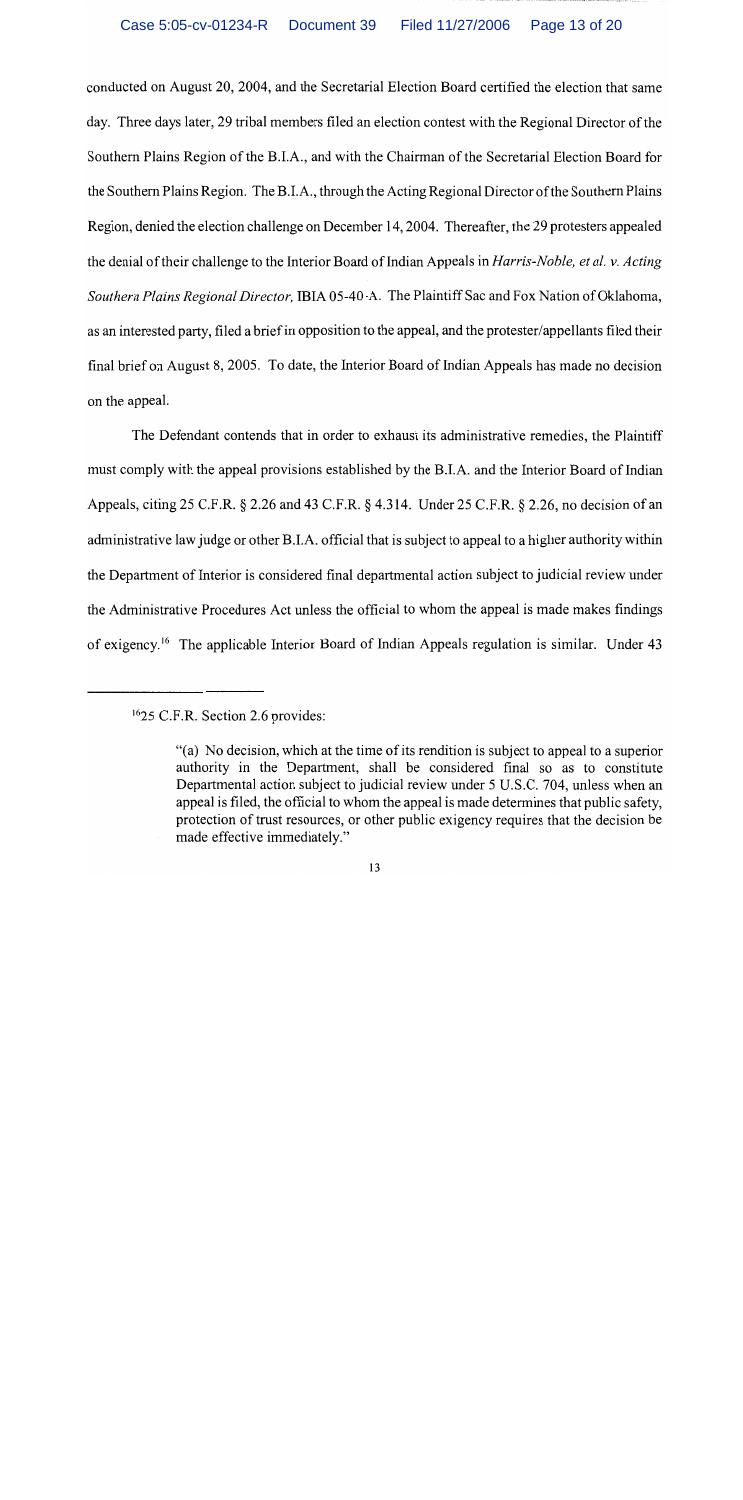conducted on August 20, 2004, and the Secretarial Election Board certified the election that same day. Three days later, 29 tribal members filed an election contest with the Regional Director of the Southern Plains Region of the B.I.A., and with the Chairman of the Secretarial Election Board for the Southern Plains Region. The B.I.A., through the Acting Regional Director of the Southern Plains Region, denied the election challenge on December 14, 2004. Thereafter, the 29 protesters appealed the denial of their challenge to the Interior Board of Indian Appeals in *Harris-Noble, et al. v. Acting Southern Plains Regional Director,* IBIA 05-40-A. The Plaintiff Sac and Fox Nation of Oklahoma, as an interested party, filed a brief in opposition to the appeal, and the protester/appellants filed their final brief on August 8, 2005. To date, the Interior Board of Indian Appeals has made no decision on the appeal.

The Defendant contends that in order to exhaust its administrative remedies, the Plaintiff must comply with the appeal provisions established by the B.I.A. and the Interior Board of Indian Appeals, citing 25 C.F.R. § 2.26 and 43 C.F.R. § 4.314. Under 25 C.F.R. § 2.26, no decision of an administrative law judge or other B.I.A. official that is subject to appeal to a higher authority within the Department of Interior is considered final departmental action subject to judicial review under the Administrative Procedures Act unless the official to whom the appeal is made makes findings of exigency.[16] The applicable Interior Board of Indian Appeals regulation is similar. Under 43

---

[16] 25 C.F.R. Section 2.6 provides:

> "(a) No decision, which at the time of its rendition is subject to appeal to a superior authority in the Department, shall be considered final so as to constitute Departmental action subject to judicial review under 5 U.S.C. 704, unless when an appeal is filed, the official to whom the appeal is made determines that public safety, protection of trust resources, or other public exigency requires that the decision be made effective immediately."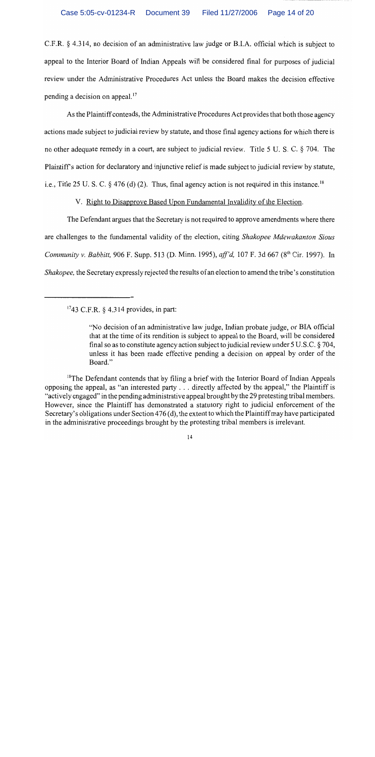C.F.R. § 4.314, no decision of an administrative law judge or B.I.A. official which is subject to appeal to the Interior Board of Indian Appeals will be considered final for purposes of judicial review under the Administrative Procedures Act unless the Board makes the decision effective pending a decision on appeal.[17]

As the Plaintiff contends, the Administrative Procedures Act provides that both those agency actions made subject to judicial review by statute, and those final agency actions for which there is no other adequate remedy in a court, are subject to judicial review. Title 5 U. S. C. § 704. The Plaintiff's action for declaratory and injunctive relief is made subject to judicial review by statute, i.e., Title 25 U. S. C. § 476 (d) (2). Thus, final agency action is not required in this instance.[18]

V. Right to Disapprove Based Upon Fundamental Invalidity of the Election.

The Defendant argues that the Secretary is not required to approve amendments where there are challenges to the fundamental validity of the election, citing *Shakopee Mdewakanton Sioux Community v. Babbitt,* 906 F. Supp. 513 (D. Minn. 1995), *aff'd,* 107 F. 3d 667 (8th Cir. 1997). In *Shakopee,* the Secretary expressly rejected the results of an election to amend the tribe's constitution

---

[17] 43 C.F.R. § 4.314 provides, in part:

> "No decision of an administrative law judge, Indian probate judge, or BIA official that at the time of its rendition is subject to appeal to the Board, will be considered final so as to constitute agency action subject to judicial review under 5 U.S.C. § 704, unless it has been made effective pending a decision on appeal by order of the Board."

[18] The Defendant contends that by filing a brief with the Interior Board of Indian Appeals opposing the appeal, as "an interested party . . . directly affected by the appeal," the Plaintiff is "actively engaged" in the pending administrative appeal brought by the 29 protesting tribal members. However, since the Plaintiff has demonstrated a statutory right to judicial enforcement of the Secretary's obligations under Section 476 (d), the extent to which the Plaintiff may have participated in the administrative proceedings brought by the protesting tribal members is irrelevant.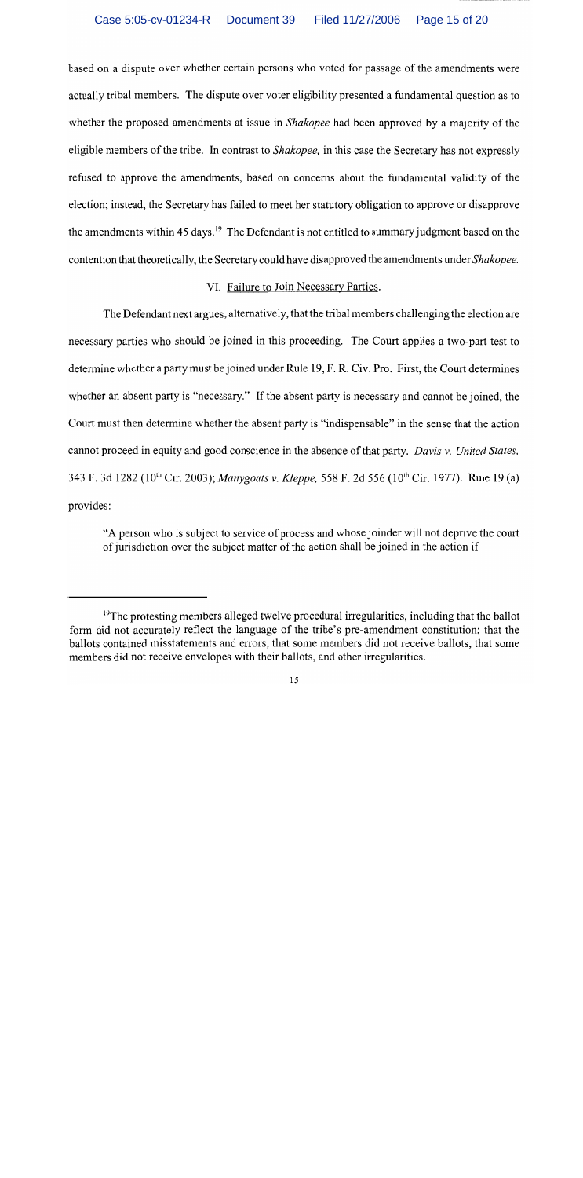based on a dispute over whether certain persons who voted for passage of the amendments were actually tribal members. The dispute over voter eligibility presented a fundamental question as to whether the proposed amendments at issue in *Shakopee* had been approved by a majority of the eligible members of the tribe. In contrast to *Shakopee,* in this case the Secretary has not expressly refused to approve the amendments, based on concerns about the fundamental validity of the election; instead, the Secretary has failed to meet her statutory obligation to approve or disapprove the amendments within 45 days.[19] The Defendant is not entitled to summary judgment based on the contention that theoretically, the Secretary could have disapproved the amendments under *Shakopee.*

## VI. Failure to Join Necessary Parties.

The Defendant next argues, alternatively, that the tribal members challenging the election are necessary parties who should be joined in this proceeding. The Court applies a two-part test to determine whether a party must be joined under Rule 19, F. R. Civ. Pro. First, the Court determines whether an absent party is "necessary." If the absent party is necessary and cannot be joined, the Court must then determine whether the absent party is "indispensable" in the sense that the action cannot proceed in equity and good conscience in the absence of that party. *Davis v. United States,* 343 F. 3d 1282 (10th Cir. 2003); *Manygoats v. Kleppe,* 558 F. 2d 556 (10th Cir. 1977). Rule 19 (a) provides:

> "A person who is subject to service of process and whose joinder will not deprive the court of jurisdiction over the subject matter of the action shall be joined in the action if

---

[19] The protesting members alleged twelve procedural irregularities, including that the ballot form did not accurately reflect the language of the tribe's pre-amendment constitution; that the ballots contained misstatements and errors, that some members did not receive ballots, that some members did not receive envelopes with their ballots, and other irregularities.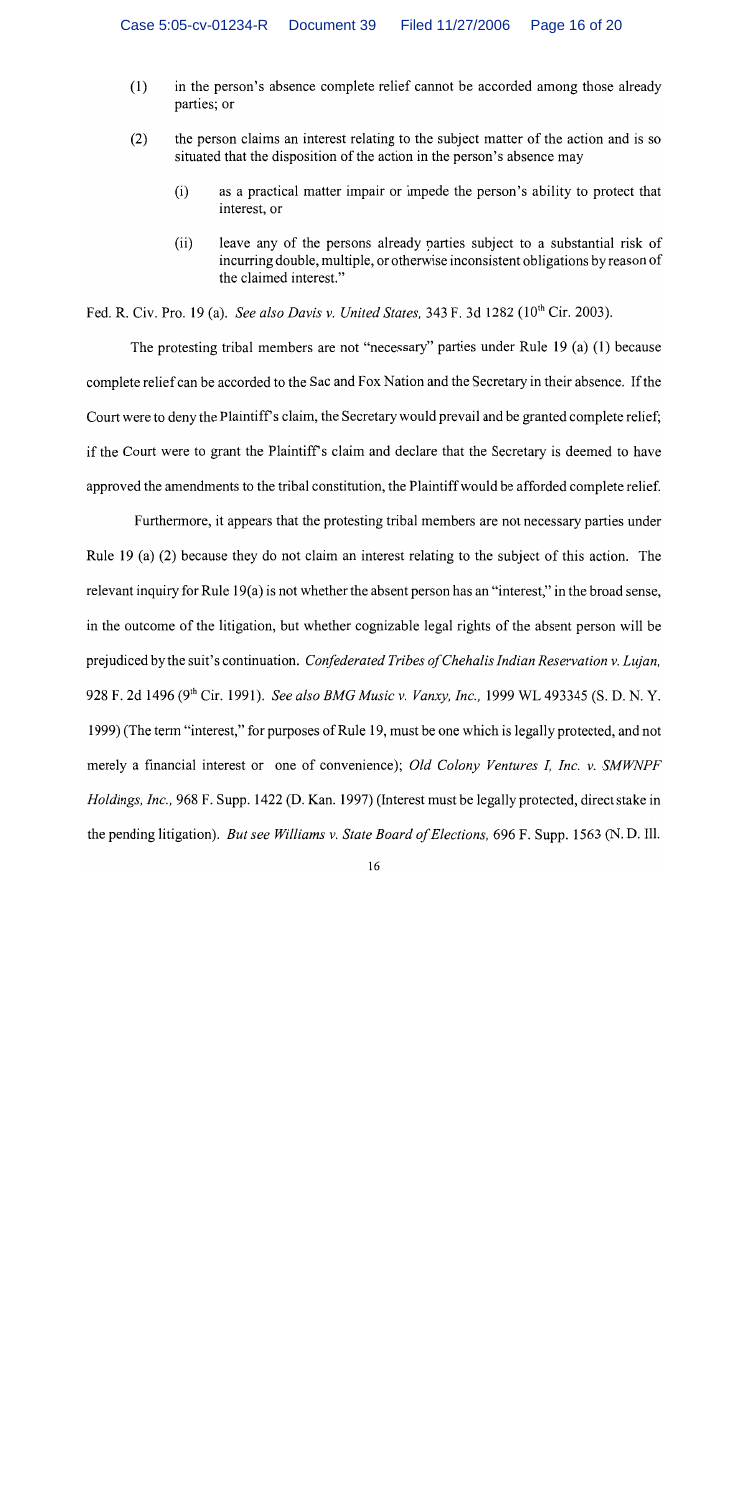(1) in the person's absence complete relief cannot be accorded among those already parties; or

(2) the person claims an interest relating to the subject matter of the action and is so situated that the disposition of the action in the person's absence may

   (i) as a practical matter impair or impede the person's ability to protect that interest, or

   (ii) leave any of the persons already parties subject to a substantial risk of incurring double, multiple, or otherwise inconsistent obligations by reason of the claimed interest."

Fed. R. Civ. Pro. 19 (a). *See also Davis v. United States,* 343 F. 3d 1282 (10th Cir. 2003).

The protesting tribal members are not "necessary" parties under Rule 19 (a) (1) because complete relief can be accorded to the Sac and Fox Nation and the Secretary in their absence. If the Court were to deny the Plaintiff's claim, the Secretary would prevail and be granted complete relief; if the Court were to grant the Plaintiff's claim and declare that the Secretary is deemed to have approved the amendments to the tribal constitution, the Plaintiff would be afforded complete relief.

Furthermore, it appears that the protesting tribal members are not necessary parties under Rule 19 (a) (2) because they do not claim an interest relating to the subject of this action. The relevant inquiry for Rule 19(a) is not whether the absent person has an "interest," in the broad sense, in the outcome of the litigation, but whether cognizable legal rights of the absent person will be prejudiced by the suit's continuation. *Confederated Tribes of Chehalis Indian Reservation v. Lujan,* 928 F. 2d 1496 (9th Cir. 1991). *See also BMG Music v. Vanxy, Inc.,* 1999 WL 493345 (S. D. N. Y. 1999) (The term "interest," for purposes of Rule 19, must be one which is legally protected, and not merely a financial interest or one of convenience); *Old Colony Ventures I, Inc. v. SMWNPF Holdings, Inc.,* 968 F. Supp. 1422 (D. Kan. 1997) (Interest must be legally protected, direct stake in the pending litigation). *But see Williams v. State Board of Elections,* 696 F. Supp. 1563 (N. D. Ill.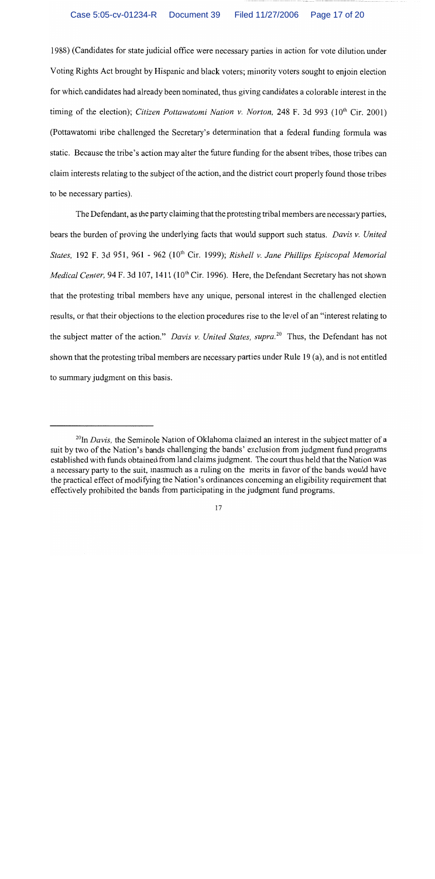1988) (Candidates for state judicial office were necessary parties in action for vote dilution under Voting Rights Act brought by Hispanic and black voters; minority voters sought to enjoin election for which candidates had already been nominated, thus giving candidates a colorable interest in the timing of the election); *Citizen Pottawatomi Nation v. Norton,* 248 F. 3d 993 (10th Cir. 2001) (Pottawatomi tribe challenged the Secretary's determination that a federal funding formula was static. Because the tribe's action may alter the future funding for the absent tribes, those tribes can claim interests relating to the subject of the action, and the district court properly found those tribes to be necessary parties).

The Defendant, as the party claiming that the protesting tribal members are necessary parties, bears the burden of proving the underlying facts that would support such status. *Davis v. United States,* 192 F. 3d 951, 961 - 962 (10th Cir. 1999); *Rishell v. Jane Phillips Episcopal Memorial Medical Center,* 94 F. 3d 107, 1411 (10th Cir. 1996). Here, the Defendant Secretary has not shown that the protesting tribal members have any unique, personal interest in the challenged election results, or that their objections to the election procedures rise to the level of an "interest relating to the subject matter of the action." *Davis v. United States, supra.*[20] Thus, the Defendant has not shown that the protesting tribal members are necessary parties under Rule 19 (a), and is not entitled to summary judgment on this basis.

---

[20]In *Davis,* the Seminole Nation of Oklahoma claimed an interest in the subject matter of a suit by two of the Nation's bands challenging the bands' exclusion from judgment fund programs established with funds obtained from land claims judgment. The court thus held that the Nation was a necessary party to the suit, inasmuch as a ruling on the merits in favor of the bands would have the practical effect of modifying the Nation's ordinances concerning an eligibility requirement that effectively prohibited the bands from participating in the judgment fund programs.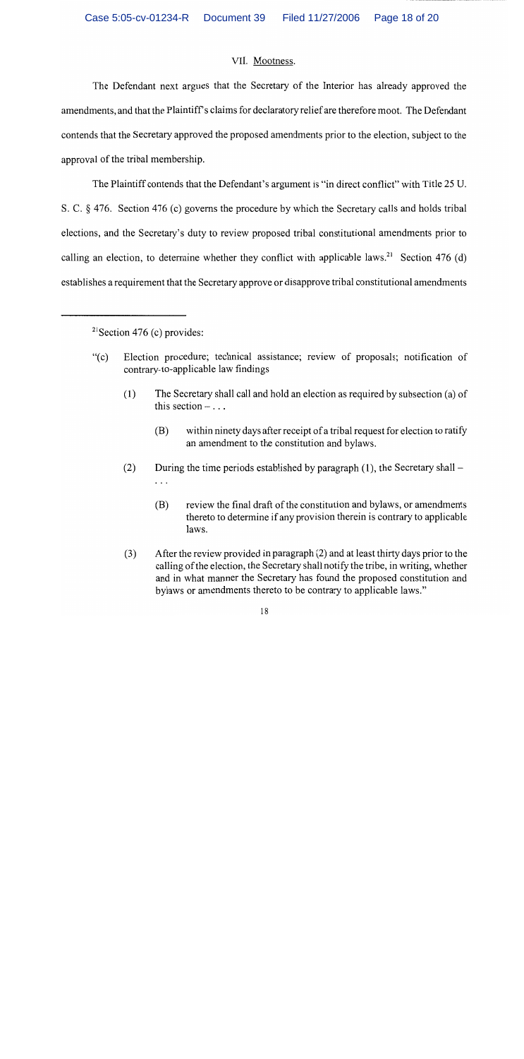VII. Mootness.

The Defendant next argues that the Secretary of the Interior has already approved the amendments, and that the Plaintiff's claims for declaratory relief are therefore moot. The Defendant contends that the Secretary approved the proposed amendments prior to the election, subject to the approval of the tribal membership.

The Plaintiff contends that the Defendant's argument is "in direct conflict" with Title 25 U. S. C. § 476. Section 476 (c) governs the procedure by which the Secretary calls and holds tribal elections, and the Secretary's duty to review proposed tribal constitutional amendments prior to calling an election, to determine whether they conflict with applicable laws.[21] Section 476 (d) establishes a requirement that the Secretary approve or disapprove tribal constitutional amendments

---

[21] Section 476 (c) provides:

> "(c) Election procedure; technical assistance; review of proposals; notification of contrary-to-applicable law findings
>
> (1) The Secretary shall call and hold an election as required by subsection (a) of this section – . . .
>
> (B) within ninety days after receipt of a tribal request for election to ratify an amendment to the constitution and bylaws.
>
> (2) During the time periods established by paragraph (1), the Secretary shall – . . .
>
> (B) review the final draft of the constitution and bylaws, or amendments thereto to determine if any provision therein is contrary to applicable laws.
>
> (3) After the review provided in paragraph (2) and at least thirty days prior to the calling of the election, the Secretary shall notify the tribe, in writing, whether and in what manner the Secretary has found the proposed constitution and bylaws or amendments thereto to be contrary to applicable laws."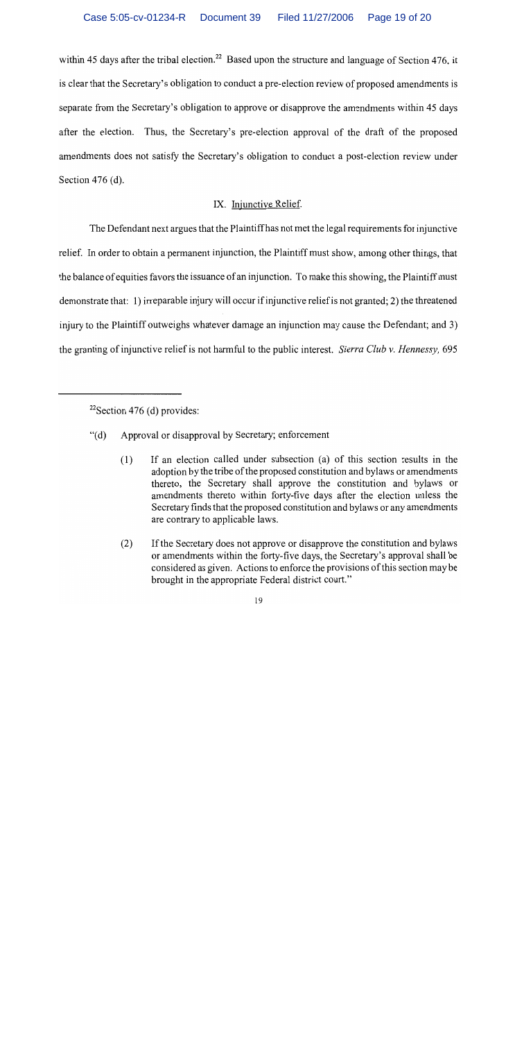within 45 days after the tribal election.[22] Based upon the structure and language of Section 476, it is clear that the Secretary's obligation to conduct a pre-election review of proposed amendments is separate from the Secretary's obligation to approve or disapprove the amendments within 45 days after the election. Thus, the Secretary's pre-election approval of the draft of the proposed amendments does not satisfy the Secretary's obligation to conduct a post-election review under Section 476 (d).

## IX. Injunctive Relief.

The Defendant next argues that the Plaintiff has not met the legal requirements for injunctive relief. In order to obtain a permanent injunction, the Plaintiff must show, among other things, that the balance of equities favors the issuance of an injunction. To make this showing, the Plaintiff must demonstrate that: 1) irreparable injury will occur if injunctive relief is not granted; 2) the threatened injury to the Plaintiff outweighs whatever damage an injunction may cause the Defendant; and 3) the granting of injunctive relief is not harmful to the public interest. *Sierra Club v. Hennessy,* 695

---

[22]Section 476 (d) provides:

"(d) Approval or disapproval by Secretary; enforcement

> (1) If an election called under subsection (a) of this section results in the adoption by the tribe of the proposed constitution and bylaws or amendments thereto, the Secretary shall approve the constitution and bylaws or amendments thereto within forty-five days after the election unless the Secretary finds that the proposed constitution and bylaws or any amendments are contrary to applicable laws.
>
> (2) If the Secretary does not approve or disapprove the constitution and bylaws or amendments within the forty-five days, the Secretary's approval shall be considered as given. Actions to enforce the provisions of this section may be brought in the appropriate Federal district court."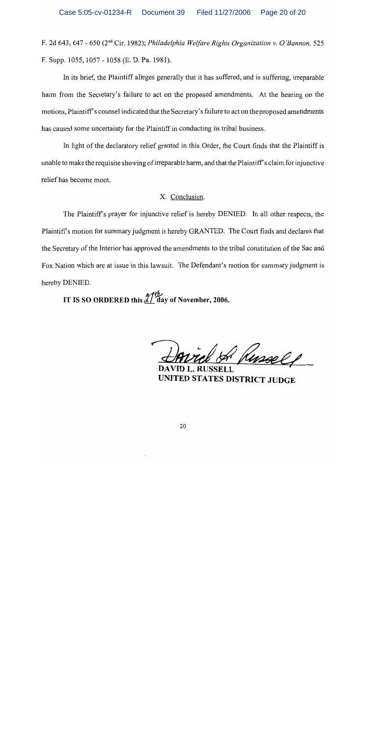F. 2d 643, 647 - 650 (2nd Cir. 1982); *Philadelphia Welfare Rights Organization v. O'Bannon*, 525 F. Supp. 1055, 1057 - 1058 (E. D. Pa. 1981).

In its brief, the Plaintiff alleges generally that it has suffered, and is suffering, irreparable harm from the Secretary's failure to act on the proposed amendments. At the hearing on the motions, Plaintiff's counsel indicated that the Secretary's failure to act on the proposed amendments has caused some uncertainty for the Plaintiff in conducting its tribal business.

In light of the declaratory relief granted in this Order, the Court finds that the Plaintiff is unable to make the requisite showing of irreparable harm, and that the Plaintiff's claim for injunctive relief has become moot.

## X. Conclusion.

The Plaintiff's prayer for injunctive relief is hereby DENIED. In all other respects, the Plaintiff's motion for summary judgment is hereby GRANTED. The Court finds and declares that the Secretary of the Interior has approved the amendments to the tribal constitution of the Sac and Fox Nation which are at issue in this lawsuit. The Defendant's motion for summary judgment is hereby DENIED.

**IT IS SO ORDERED this 27th day of November, 2006.**

David L. Russell

**DAVID L. RUSSELL**
**UNITED STATES DISTRICT JUDGE**